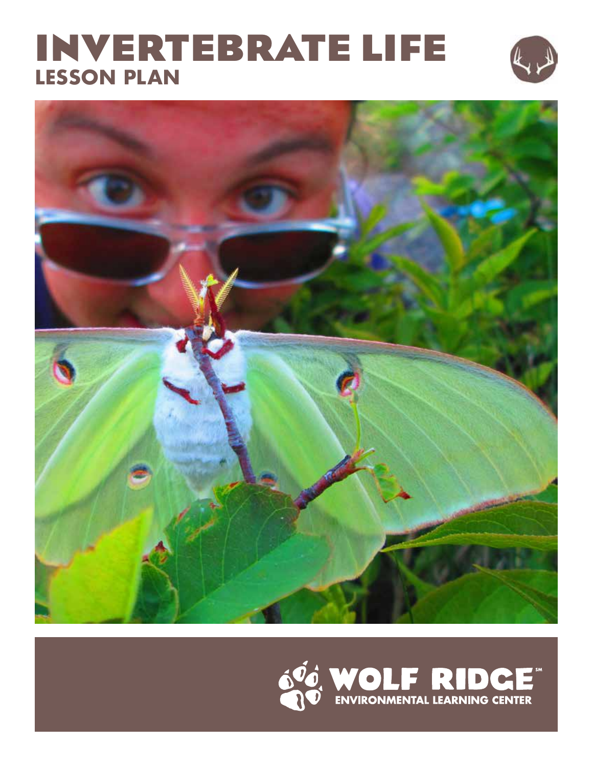# INVERTEBRATE LIFE
## LESSON PLAN

WOLF RIDGE℠
ENVIRONMENTAL LEARNING CENTER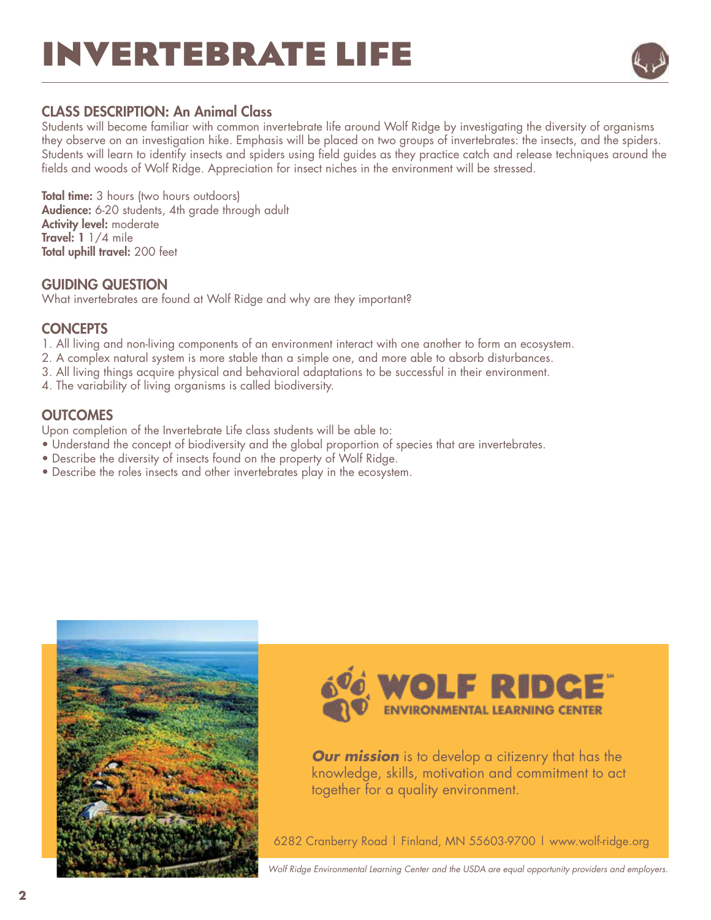# INVERTEBRATE LIFE

## CLASS DESCRIPTION: An Animal Class

Students will become familiar with common invertebrate life around Wolf Ridge by investigating the diversity of organisms they observe on an investigation hike. Emphasis will be placed on two groups of invertebrates: the insects, and the spiders. Students will learn to identify insects and spiders using field guides as they practice catch and release techniques around the fields and woods of Wolf Ridge. Appreciation for insect niches in the environment will be stressed.

**Total time:** 3 hours (two hours outdoors)
**Audience:** 6-20 students, 4th grade through adult
**Activity level:** moderate
**Travel:** 1 1/4 mile
**Total uphill travel:** 200 feet

## GUIDING QUESTION

What invertebrates are found at Wolf Ridge and why are they important?

## CONCEPTS

1. All living and non-living components of an environment interact with one another to form an ecosystem.
2. A complex natural system is more stable than a simple one, and more able to absorb disturbances.
3. All living things acquire physical and behavioral adaptations to be successful in their environment.
4. The variability of living organisms is called biodiversity.

## OUTCOMES

Upon completion of the Invertebrate Life class students will be able to:

- Understand the concept of biodiversity and the global proportion of species that are invertebrates.
- Describe the diversity of insects found on the property of Wolf Ridge.
- Describe the roles insects and other invertebrates play in the ecosystem.

**WOLF RIDGE** ENVIRONMENTAL LEARNING CENTER

***Our mission*** is to develop a citizenry that has the knowledge, skills, motivation and commitment to act together for a quality environment.

6282 Cranberry Road | Finland, MN 55603-9700 | www.wolf-ridge.org

*Wolf Ridge Environmental Learning Center and the USDA are equal opportunity providers and employers.*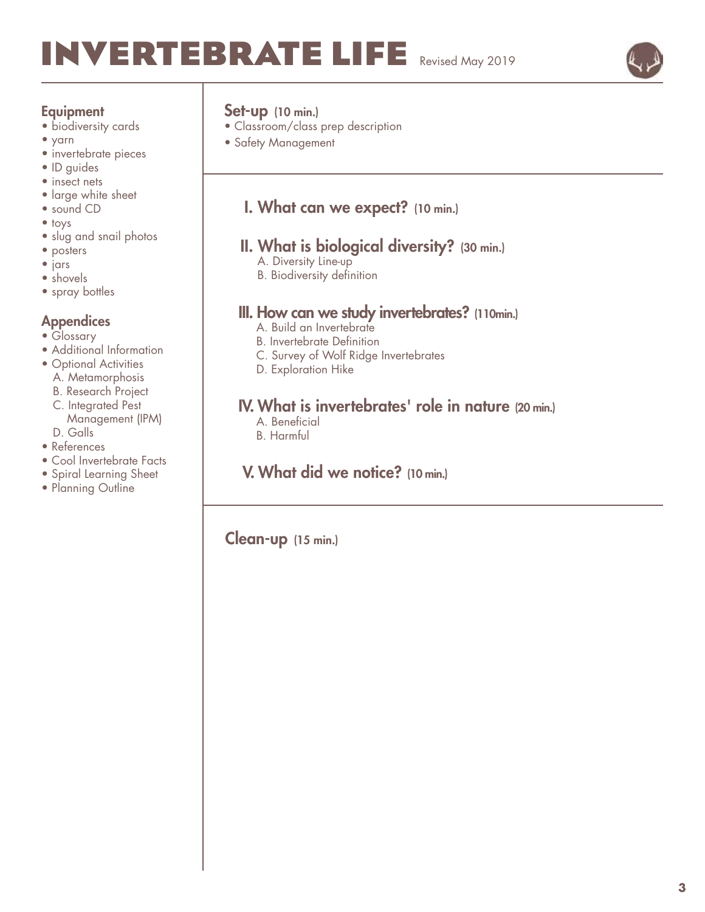# INVERTEBRATE LIFE

Revised May 2019

## Equipment

- biodiversity cards
- yarn
- invertebrate pieces
- ID guides
- insect nets
- large white sheet
- sound CD
- toys
- slug and snail photos
- posters
- jars
- shovels
- spray bottles

## Appendices

- Glossary
- Additional Information
- Optional Activities
  - A. Metamorphosis
  - B. Research Project
  - C. Integrated Pest Management (IPM)
  - D. Galls
- References
- Cool Invertebrate Facts
- Spiral Learning Sheet
- Planning Outline

## Set-up (10 min.)

- Classroom/class prep description
- Safety Management

### I. What can we expect? (10 min.)

### II. What is biological diversity? (30 min.)

A. Diversity Line-up
B. Biodiversity definition

### III. How can we study invertebrates? (110min.)

A. Build an Invertebrate
B. Invertebrate Definition
C. Survey of Wolf Ridge Invertebrates
D. Exploration Hike

### IV. What is invertebrates' role in nature (20 min.)

A. Beneficial
B. Harmful

### V. What did we notice? (10 min.)

## Clean-up (15 min.)